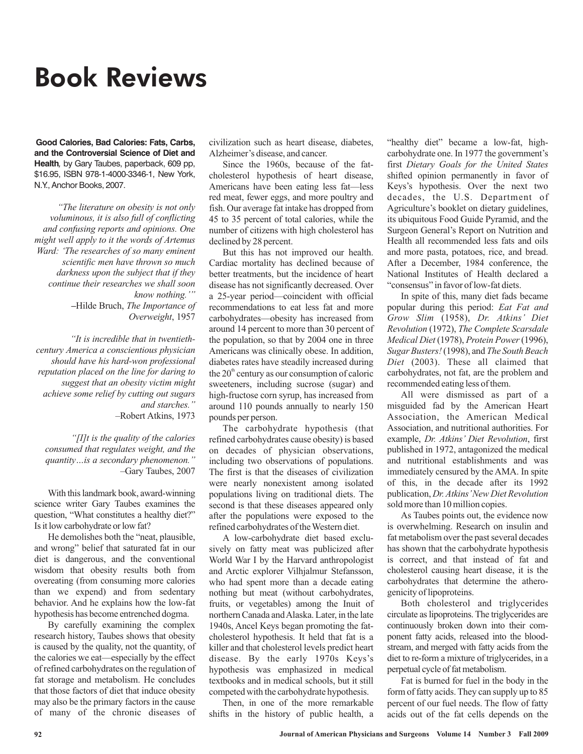# Book Reviews

**Good Calories, Bad Calories: Fats, Carbs, and the Controversial Science of Diet and Health***,* by Gary Taubes, paperback, 609 pp, $16.95, ISBN 978-1-4000-3346-1, New York, N.Y., Anchor Books, 2007.

> *"The literature on obesity is not only voluminous, it is also full of conflicting and confusing reports and opinions. One might well apply to it the words of Artemus Ward: 'The researches of so many eminent scientific men have thrown so much darkness upon the subject that if they continue their researches we shall soon know nothing.'"*
>
> –Hilde Bruch, *The Importance of Overweight*, 1957

> *"It is incredible that in twentieth-century America a conscientious physician should have his hard-won professional reputation placed on the line for daring to suggest that an obesity victim might achieve some relief by cutting out sugars and starches."*
>
> –Robert Atkins, 1973

> *"[I]t is the quality of the calories consumed that regulates weight, and the quantity…is a secondary phenomenon."*
>
> –Gary Taubes, 2007

With this landmark book, award-winning science writer Gary Taubes examines the question, "What constitutes a healthy diet?" Is it low carbohydrate or low fat?

He demolishes both the "neat, plausible, and wrong" belief that saturated fat in our diet is dangerous, and the conventional wisdom that obesity results both from overeating (from consuming more calories than we expend) and from sedentary behavior. And he explains how the low-fat hypothesis has become entrenched dogma.

By carefully examining the complex research history, Taubes shows that obesity is caused by the quality, not the quantity, of the calories we eat—especially by the effect of refined carbohydrates on the regulation of fat storage and metabolism. He concludes that those factors of diet that induce obesity may also be the primary factors in the cause of many of the chronic diseases of civilization such as heart disease, diabetes, Alzheimer's disease, and cancer.

Since the 1960s, because of the fat-cholesterol hypothesis of heart disease, Americans have been eating less fat—less red meat, fewer eggs, and more poultry and fish. Our average fat intake has dropped from 45 to 35 percent of total calories, while the number of citizens with high cholesterol has declined by 28 percent.

But this has not improved our health. Cardiac mortality has declined because of better treatments, but the incidence of heart disease has not significantly decreased. Over a 25-year period—coincident with official recommendations to eat less fat and more carbohydrates—obesity has increased from around 14 percent to more than 30 percent of the population, so that by 2004 one in three Americans was clinically obese. In addition, diabetes rates have steadily increased during the 20th century as our consumption of caloric sweeteners, including sucrose (sugar) and high-fructose corn syrup, has increased from around 110 pounds annually to nearly 150 pounds per person.

The carbohydrate hypothesis (that refined carbohydrates cause obesity) is based on decades of physician observations, including two observations of populations. The first is that the diseases of civilization were nearly nonexistent among isolated populations living on traditional diets. The second is that these diseases appeared only after the populations were exposed to the refined carbohydrates of the Western diet.

A low-carbohydrate diet based exclusively on fatty meat was publicized after World War I by the Harvard anthropologist and Arctic explorer Vilhjalmur Stefansson, who had spent more than a decade eating nothing but meat (without carbohydrates, fruits, or vegetables) among the Inuit of northern Canada and Alaska. Later, in the late 1940s, Ancel Keys began promoting the fat-cholesterol hypothesis. It held that fat is a killer and that cholesterol levels predict heart disease. By the early 1970s Keys's hypothesis was emphasized in medical textbooks and in medical schools, but it still competed with the carbohydrate hypothesis.

Then, in one of the more remarkable shifts in the history of public health, a "healthy diet" became a low-fat, high-carbohydrate one. In 1977 the government's first *Dietary Goals for the United States* shifted opinion permanently in favor of Keys's hypothesis. Over the next two decades, the U.S. Department of Agriculture's booklet on dietary guidelines, its ubiquitous Food Guide Pyramid, and the Surgeon General's Report on Nutrition and Health all recommended less fats and oils and more pasta, potatoes, rice, and bread. After a December, 1984 conference, the National Institutes of Health declared a "consensus" in favor of low-fat diets.

In spite of this, many diet fads became popular during this period: *Eat Fat and Grow Slim* (1958), *Dr. Atkins' Diet Revolution* (1972), *The Complete Scarsdale Medical Diet* (1978), *Protein Power* (1996), *Sugar Busters!* (1998), and *The South Beach Diet* (2003). These all claimed that carbohydrates, not fat, are the problem and recommended eating less of them.

All were dismissed as part of a misguided fad by the American Heart Association, the American Medical Association, and nutritional authorities. For example, *Dr. Atkins' Diet Revolution*, first published in 1972, antagonized the medical and nutritional establishments and was immediately censured by the AMA. In spite of this, in the decade after its 1992 publication, *Dr. Atkins' New Diet Revolution* sold more than 10 million copies.

As Taubes points out, the evidence now is overwhelming. Research on insulin and fat metabolism over the past several decades has shown that the carbohydrate hypothesis is correct, and that instead of fat and cholesterol causing heart disease, it is the carbohydrates that determine the atherogenicity of lipoproteins.

Both cholesterol and triglycerides circulate as lipoproteins. The triglycerides are continuously broken down into their component fatty acids, released into the bloodstream, and merged with fatty acids from the diet to re-form a mixture of triglycerides, in a perpetual cycle of fat metabolism.

Fat is burned for fuel in the body in the form of fatty acids. They can supply up to 85 percent of our fuel needs. The flow of fatty acids out of the fat cells depends on the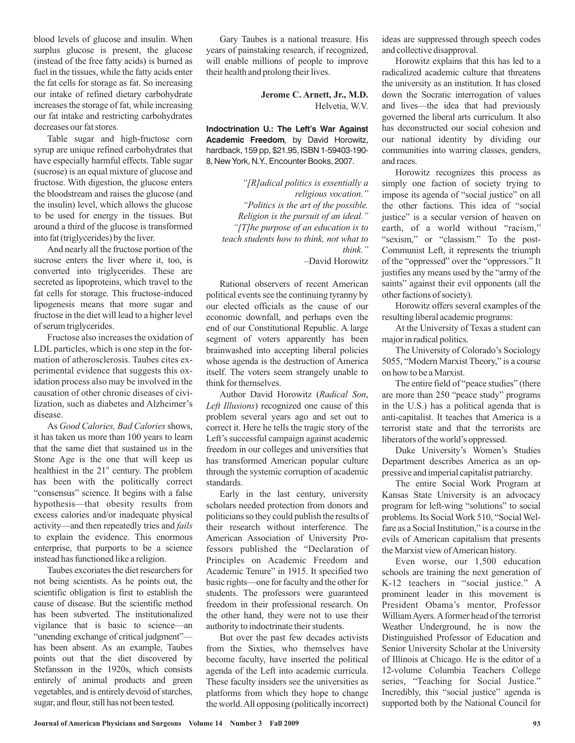blood levels of glucose and insulin. When surplus glucose is present, the glucose (instead of the free fatty acids) is burned as fuel in the tissues, while the fatty acids enter the fat cells for storage as fat. So increasing our intake of refined dietary carbohydrate increases the storage of fat, while increasing our fat intake and restricting carbohydrates decreases our fat stores.

Table sugar and high-fructose corn syrup are unique refined carbohydrates that have especially harmful effects. Table sugar (sucrose) is an equal mixture of glucose and fructose. With digestion, the glucose enters the bloodstream and raises the glucose (and the insulin) level, which allows the glucose to be used for energy in the tissues. But around a third of the glucose is transformed into fat (triglycerides) by the liver.

And nearly all the fructose portion of the sucrose enters the liver where it, too, is converted into triglycerides. These are secreted as lipoproteins, which travel to the fat cells for storage. This fructose-induced lipogenesis means that more sugar and fructose in the diet will lead to a higher level of serum triglycerides.

Fructose also increases the oxidation of LDL particles, which is one step in the formation of atherosclerosis. Taubes cites experimental evidence that suggests this oxidation process also may be involved in the causation of other chronic diseases of civilization, such as diabetes and Alzheimer's disease.

As *Good Calories, Bad Calories* shows, it has taken us more than 100 years to learn that the same diet that sustained us in the Stone Age is the one that will keep us healthiest in the 21st century. The problem has been with the politically correct "consensus" science. It begins with a false hypothesis—that obesity results from excess calories and/or inadequate physical activity—and then repeatedly tries and *fails* to explain the evidence. This enormous enterprise, that purports to be a science instead has functioned like a religion.

Taubes excoriates the diet researchers for not being scientists. As he points out, the scientific obligation is first to establish the cause of disease. But the scientific method has been subverted. The institutionalized vigilance that is basic to science—an "unending exchange of critical judgment"—has been absent. As an example, Taubes points out that the diet discovered by Stefansson in the 1920s, which consists entirely of animal products and green vegetables, and is entirely devoid of starches, sugar, and flour, still has not been tested.

Gary Taubes is a national treasure. His years of painstaking research, if recognized, will enable millions of people to improve their health and prolong their lives.

**Jerome C. Arnett, Jr., M.D.**
Helvetia, W.V.

**Indoctrination U.: The Left's War Against Academic Freedom**, by David Horowitz, hardback, 159 pp, $21.95, ISBN 1-59403-190-8, New York, N.Y., Encounter Books, 2007.

> *"[R]adical politics is essentially a religious vocation."*
> *"Politics is the art of the possible. Religion is the pursuit of an ideal."*
> *"[T]he purpose of an education is to teach students how to think, not what to think."*
> –David Horowitz

Rational observers of recent American political events see the continuing tyranny by our elected officials as the cause of our economic downfall, and perhaps even the end of our Constitutional Republic. A large segment of voters apparently has been brainwashed into accepting liberal policies whose agenda is the destruction of America itself. The voters seem strangely unable to think for themselves.

Author David Horowitz (*Radical Son*, *Left Illusions*) recognized one cause of this problem several years ago and set out to correct it. Here he tells the tragic story of the Left's successful campaign against academic freedom in our colleges and universities that has transformed American popular culture through the systemic corruption of academic standards.

Early in the last century, university scholars needed protection from donors and politicians so they could publish the results of their research without interference. The American Association of University Professors published the "Declaration of Principles on Academic Freedom and Academic Tenure" in 1915. It specified two basic rights—one for faculty and the other for students. The professors were guaranteed freedom in their professional research. On the other hand, they were not to use their authority to indoctrinate their students.

But over the past few decades activists from the Sixties, who themselves have become faculty, have inserted the political agenda of the Left into academic curricula. These faculty insiders see the universities as platforms from which they hope to change the world. All opposing (politically incorrect) ideas are suppressed through speech codes and collective disapproval.

Horowitz explains that this has led to a radicalized academic culture that threatens the university as an institution. It has closed down the Socratic interrogation of values and lives—the idea that had previously governed the liberal arts curriculum. It also has deconstructed our social cohesion and our national identity by dividing our communities into warring classes, genders, and races.

Horowitz recognizes this process as simply one faction of society trying to impose its agenda of "social justice" on all the other factions. This idea of "social justice" is a secular version of heaven on earth, of a world without "racism," "sexism," or "classism." To the post-Communist Left, it represents the triumph of the "oppressed" over the "oppressors." It justifies any means used by the "army of the saints" against their evil opponents (all the other factions of society).

Horowitz offers several examples of the resulting liberal academic programs:

At the University of Texas a student can major in radical politics.

The University of Colorado's Sociology 5055, "Modern Marxist Theory," is a course on how to be a Marxist.

The entire field of "peace studies" (there are more than 250 "peace study" programs in the U.S.) has a political agenda that is anti-capitalist. It teaches that America is a terrorist state and that the terrorists are liberators of the world's oppressed.

Duke University's Women's Studies Department describes America as an oppressive and imperial capitalist patriarchy.

The entire Social Work Program at Kansas State University is an advocacy program for left-wing "solutions" to social problems. Its Social Work 510, "Social Welfare as a Social Institution," is a course in the evils of American capitalism that presents the Marxist view of American history.

Even worse, our 1,500 education schools are training the next generation of K-12 teachers in "social justice." A prominent leader in this movement is President Obama's mentor, Professor William Ayers. A former head of the terrorist Weather Underground, he is now the Distinguished Professor of Education and Senior University Scholar at the University of Illinois at Chicago. He is the editor of a 12-volume Columbia Teachers College series, "Teaching for Social Justice." Incredibly, this "social justice" agenda is supported both by the National Council for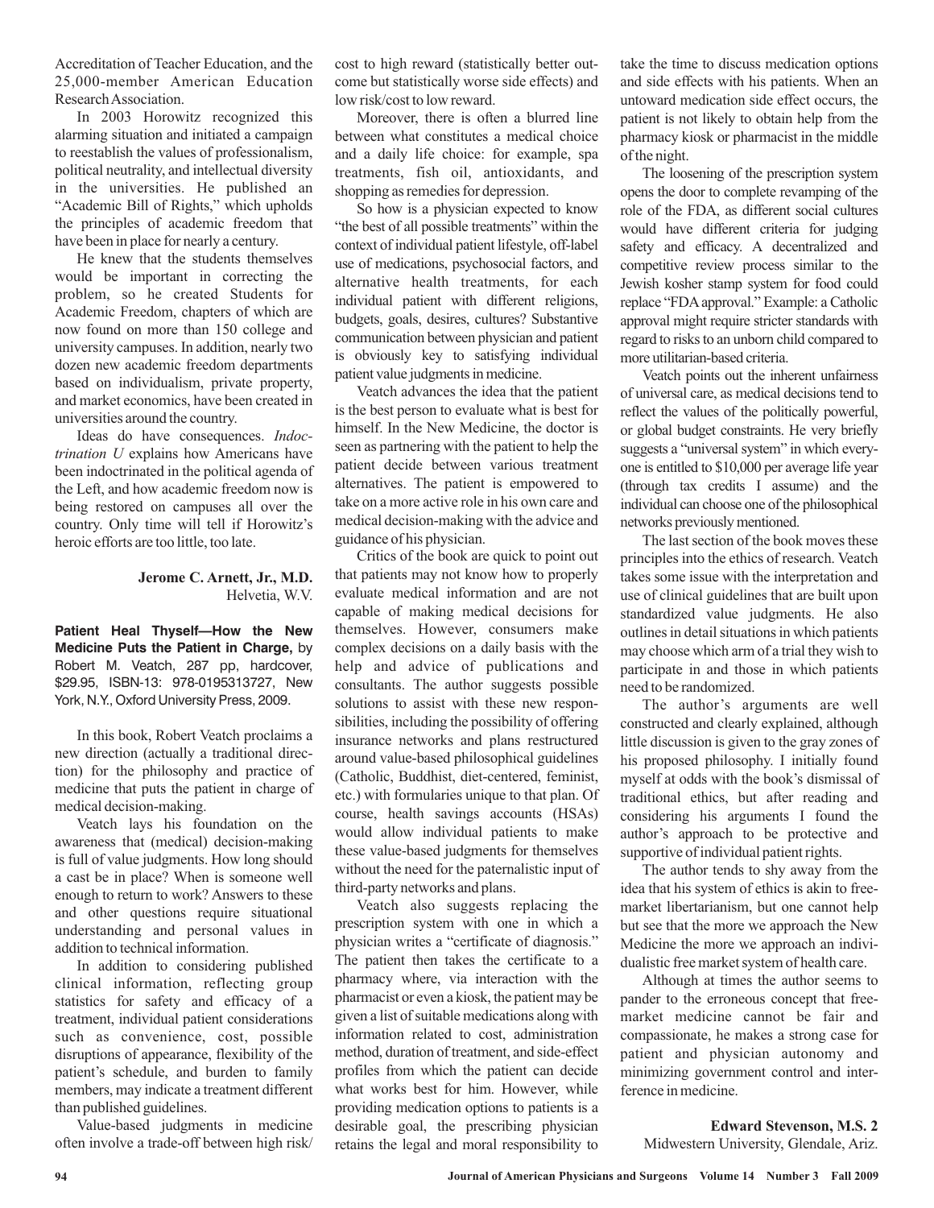Accreditation of Teacher Education, and the 25,000-member American Education Research Association.

In 2003 Horowitz recognized this alarming situation and initiated a campaign to reestablish the values of professionalism, political neutrality, and intellectual diversity in the universities. He published an "Academic Bill of Rights," which upholds the principles of academic freedom that have been in place for nearly a century.

He knew that the students themselves would be important in correcting the problem, so he created Students for Academic Freedom, chapters of which are now found on more than 150 college and university campuses. In addition, nearly two dozen new academic freedom departments based on individualism, private property, and market economics, have been created in universities around the country.

Ideas do have consequences. *Indoctrination U* explains how Americans have been indoctrinated in the political agenda of the Left, and how academic freedom now is being restored on campuses all over the country. Only time will tell if Horowitz's heroic efforts are too little, too late.

**Jerome C. Arnett, Jr., M.D.**
Helvetia, W.V.

**Patient Heal Thyself—How the New Medicine Puts the Patient in Charge,** by Robert M. Veatch, 287 pp, hardcover, $29.95, ISBN-13: 978-0195313727, New York, N.Y., Oxford University Press, 2009.

In this book, Robert Veatch proclaims a new direction (actually a traditional direction) for the philosophy and practice of medicine that puts the patient in charge of medical decision-making.

Veatch lays his foundation on the awareness that (medical) decision-making is full of value judgments. How long should a cast be in place? When is someone well enough to return to work? Answers to these and other questions require situational understanding and personal values in addition to technical information.

In addition to considering published clinical information, reflecting group statistics for safety and efficacy of a treatment, individual patient considerations such as convenience, cost, possible disruptions of appearance, flexibility of the patient's schedule, and burden to family members, may indicate a treatment different than published guidelines.

Value-based judgments in medicine often involve a trade-off between high risk/cost to high reward (statistically better outcome but statistically worse side effects) and low risk/cost to low reward.

Moreover, there is often a blurred line between what constitutes a medical choice and a daily life choice: for example, spa treatments, fish oil, antioxidants, and shopping as remedies for depression.

So how is a physician expected to know "the best of all possible treatments" within the context of individual patient lifestyle, off-label use of medications, psychosocial factors, and alternative health treatments, for each individual patient with different religions, budgets, goals, desires, cultures? Substantive communication between physician and patient is obviously key to satisfying individual patient value judgments in medicine.

Veatch advances the idea that the patient is the best person to evaluate what is best for himself. In the New Medicine, the doctor is seen as partnering with the patient to help the patient decide between various treatment alternatives. The patient is empowered to take on a more active role in his own care and medical decision-making with the advice and guidance of his physician.

Critics of the book are quick to point out that patients may not know how to properly evaluate medical information and are not capable of making medical decisions for themselves. However, consumers make complex decisions on a daily basis with the help and advice of publications and consultants. The author suggests possible solutions to assist with these new responsibilities, including the possibility of offering insurance networks and plans restructured around value-based philosophical guidelines (Catholic, Buddhist, diet-centered, feminist, etc.) with formularies unique to that plan. Of course, health savings accounts (HSAs) would allow individual patients to make these value-based judgments for themselves without the need for the paternalistic input of third-party networks and plans.

Veatch also suggests replacing the prescription system with one in which a physician writes a "certificate of diagnosis." The patient then takes the certificate to a pharmacy where, via interaction with the pharmacist or even a kiosk, the patient may be given a list of suitable medications along with information related to cost, administration method, duration of treatment, and side-effect profiles from which the patient can decide what works best for him. However, while providing medication options to patients is a desirable goal, the prescribing physician retains the legal and moral responsibility to take the time to discuss medication options and side effects with his patients. When an untoward medication side effect occurs, the patient is not likely to obtain help from the pharmacy kiosk or pharmacist in the middle of the night.

The loosening of the prescription system opens the door to complete revamping of the role of the FDA, as different social cultures would have different criteria for judging safety and efficacy. A decentralized and competitive review process similar to the Jewish kosher stamp system for food could replace "FDA approval." Example: a Catholic approval might require stricter standards with regard to risks to an unborn child compared to more utilitarian-based criteria.

Veatch points out the inherent unfairness of universal care, as medical decisions tend to reflect the values of the politically powerful, or global budget constraints. He very briefly suggests a "universal system" in which everyone is entitled to $10,000 per average life year (through tax credits I assume) and the individual can choose one of the philosophical networks previously mentioned.

The last section of the book moves these principles into the ethics of research. Veatch takes some issue with the interpretation and use of clinical guidelines that are built upon standardized value judgments. He also outlines in detail situations in which patients may choose which arm of a trial they wish to participate in and those in which patients need to be randomized.

The author's arguments are well constructed and clearly explained, although little discussion is given to the gray zones of his proposed philosophy. I initially found myself at odds with the book's dismissal of traditional ethics, but after reading and considering his arguments I found the author's approach to be protective and supportive of individual patient rights.

The author tends to shy away from the idea that his system of ethics is akin to free-market libertarianism, but one cannot help but see that the more we approach the New Medicine the more we approach an individualistic free market system of health care.

Although at times the author seems to pander to the erroneous concept that free-market medicine cannot be fair and compassionate, he makes a strong case for patient and physician autonomy and minimizing government control and interference in medicine.

**Edward Stevenson, M.S. 2**
Midwestern University, Glendale, Ariz.